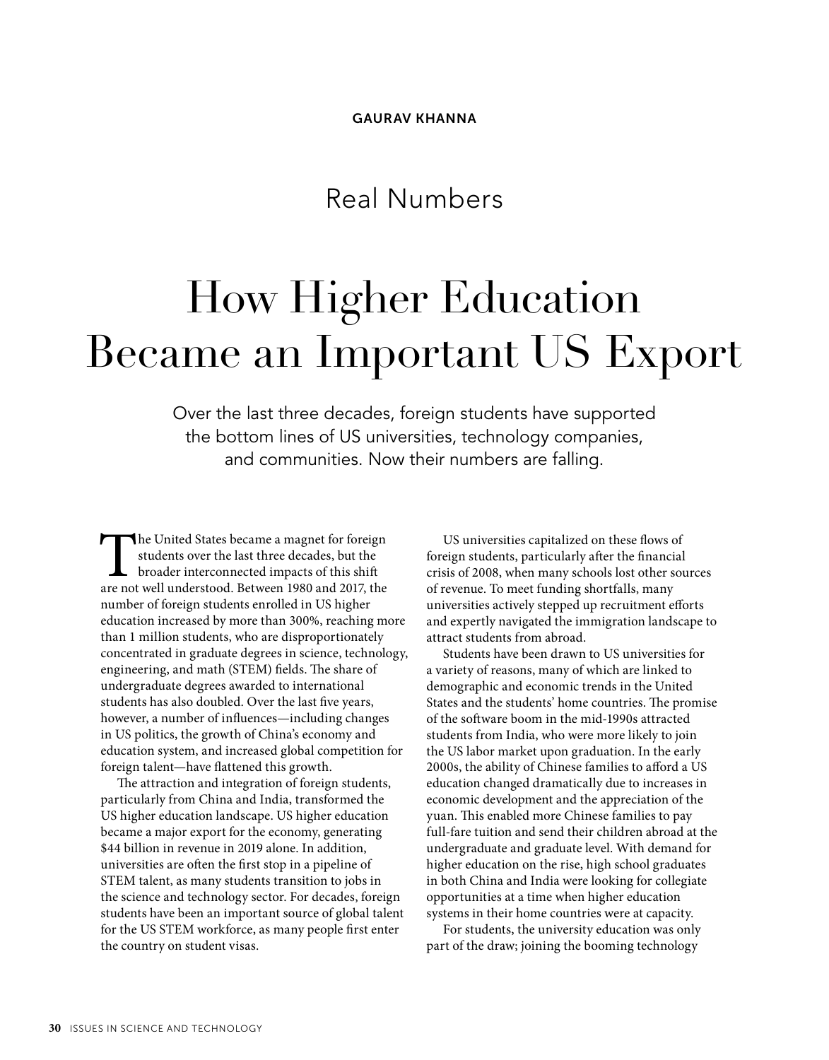GAURAV KHANNA

## Real Numbers

# How Higher Education Became an Important US Export

Over the last three decades, foreign students have supported the bottom lines of US universities, technology companies, and communities. Now their numbers are falling.

The United States became a magnet for foreign students over the last three decades, but the broader interconnected impacts of this shift are not well understood. Between 1980 and 2017, the number of foreign students enrolled in US higher education increased by more than 300%, reaching more than 1 million students, who are disproportionately concentrated in graduate degrees in science, technology, engineering, and math (STEM) fields. The share of undergraduate degrees awarded to international students has also doubled. Over the last five years, however, a number of influences—including changes in US politics, the growth of China's economy and education system, and increased global competition for foreign talent—have flattened this growth.

The attraction and integration of foreign students, particularly from China and India, transformed the US higher education landscape. US higher education became a major export for the economy, generating $44 billion in revenue in 2019 alone. In addition, universities are often the first stop in a pipeline of STEM talent, as many students transition to jobs in the science and technology sector. For decades, foreign students have been an important source of global talent for the US STEM workforce, as many people first enter the country on student visas.

US universities capitalized on these flows of foreign students, particularly after the financial crisis of 2008, when many schools lost other sources of revenue. To meet funding shortfalls, many universities actively stepped up recruitment efforts and expertly navigated the immigration landscape to attract students from abroad.

Students have been drawn to US universities for a variety of reasons, many of which are linked to demographic and economic trends in the United States and the students' home countries. The promise of the software boom in the mid-1990s attracted students from India, who were more likely to join the US labor market upon graduation. In the early 2000s, the ability of Chinese families to afford a US education changed dramatically due to increases in economic development and the appreciation of the yuan. This enabled more Chinese families to pay full-fare tuition and send their children abroad at the undergraduate and graduate level. With demand for higher education on the rise, high school graduates in both China and India were looking for collegiate opportunities at a time when higher education systems in their home countries were at capacity.

For students, the university education was only part of the draw; joining the booming technology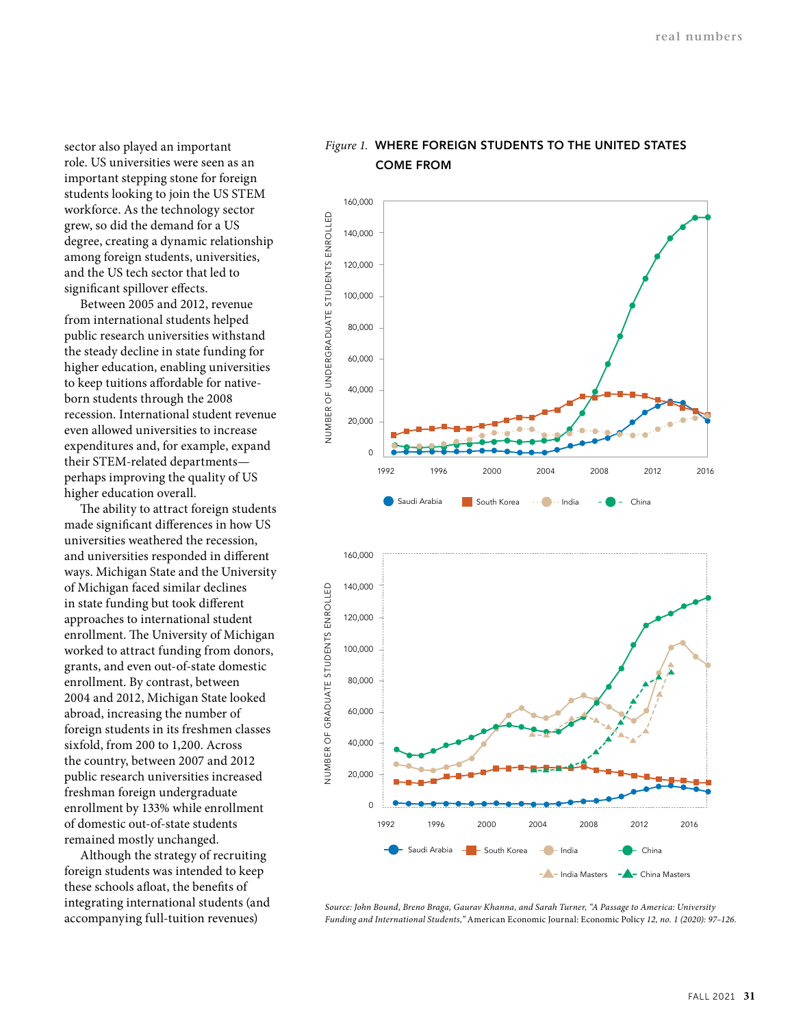sector also played an important role. US universities were seen as an important stepping stone for foreign students looking to join the US STEM workforce. As the technology sector grew, so did the demand for a US degree, creating a dynamic relationship among foreign students, universities, and the US tech sector that led to significant spillover effects.

Between 2005 and 2012, revenue from international students helped public research universities withstand the steady decline in state funding for higher education, enabling universities to keep tuitions affordable for native-born students through the 2008 recession. International student revenue even allowed universities to increase expenditures and, for example, expand their STEM-related departments—perhaps improving the quality of US higher education overall.

The ability to attract foreign students made significant differences in how US universities weathered the recession, and universities responded in different ways. Michigan State and the University of Michigan faced similar declines in state funding but took different approaches to international student enrollment. The University of Michigan worked to attract funding from donors, grants, and even out-of-state domestic enrollment. By contrast, between 2004 and 2012, Michigan State looked abroad, increasing the number of foreign students in its freshmen classes sixfold, from 200 to 1,200. Across the country, between 2007 and 2012 public research universities increased freshman foreign undergraduate enrollment by 133% while enrollment of domestic out-of-state students remained mostly unchanged.

Although the strategy of recruiting foreign students was intended to keep these schools afloat, the benefits of integrating international students (and accompanying full-tuition revenues)

*Figure 1.* **WHERE FOREIGN STUDENTS TO THE UNITED STATES COME FROM**

*Source: John Bound, Breno Braga, Gaurav Khanna, and Sarah Turner, "A Passage to America: University Funding and International Students,"* American Economic Journal: Economic Policy *12, no. 1 (2020): 97–126.*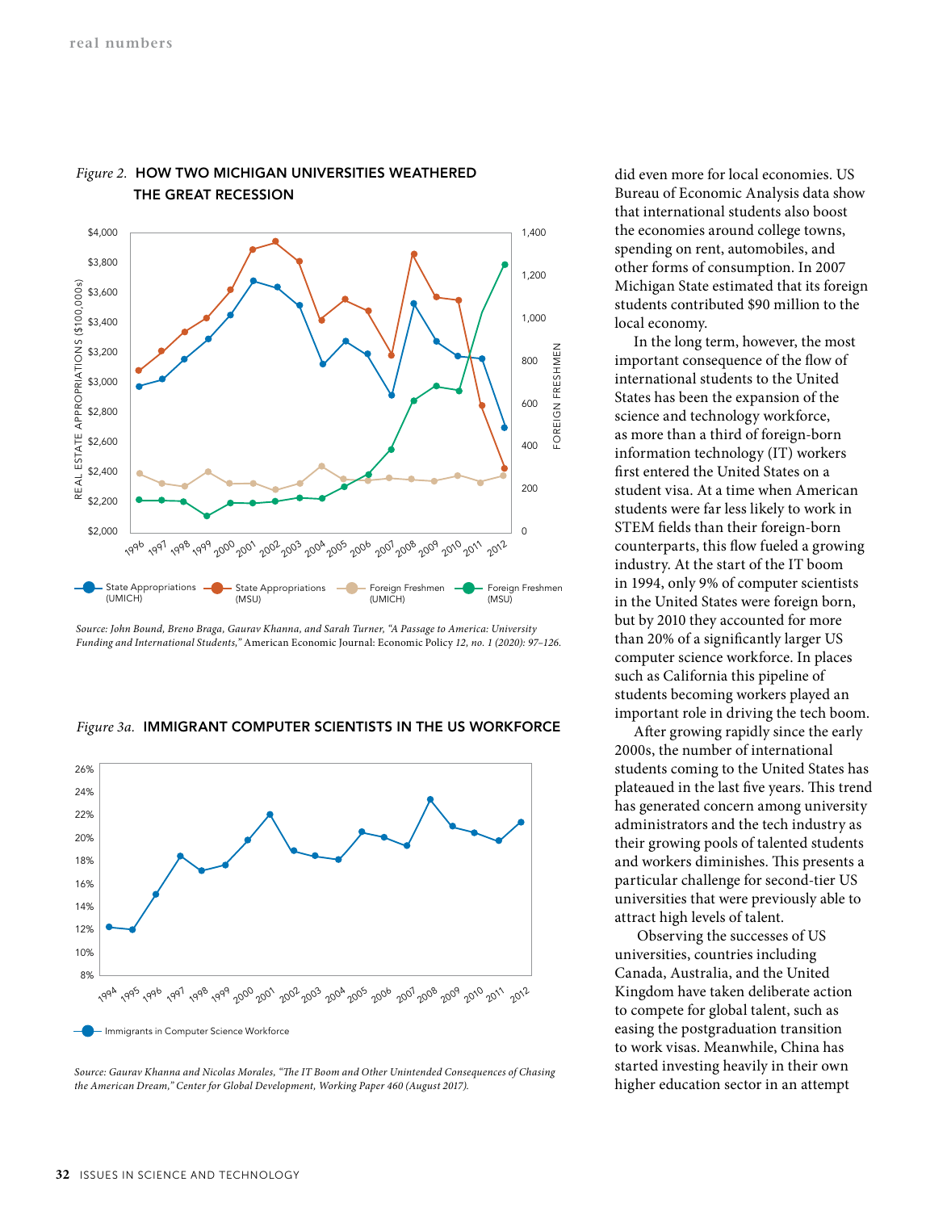*Figure 2.* **HOW TWO MICHIGAN UNIVERSITIES WEATHERED THE GREAT RECESSION**

*Source: John Bound, Breno Braga, Gaurav Khanna, and Sarah Turner, "A Passage to America: University Funding and International Students,"* American Economic Journal: Economic Policy *12, no. 1 (2020): 97–126.*

*Figure 3a.* **IMMIGRANT COMPUTER SCIENTISTS IN THE US WORKFORCE**

*Source: Gaurav Khanna and Nicolas Morales, "The IT Boom and Other Unintended Consequences of Chasing the American Dream," Center for Global Development, Working Paper 460 (August 2017).*

did even more for local economies. US Bureau of Economic Analysis data show that international students also boost the economies around college towns, spending on rent, automobiles, and other forms of consumption. In 2007 Michigan State estimated that its foreign students contributed $90 million to the local economy.

In the long term, however, the most important consequence of the flow of international students to the United States has been the expansion of the science and technology workforce, as more than a third of foreign-born information technology (IT) workers first entered the United States on a student visa. At a time when American students were far less likely to work in STEM fields than their foreign-born counterparts, this flow fueled a growing industry. At the start of the IT boom in 1994, only 9% of computer scientists in the United States were foreign born, but by 2010 they accounted for more than 20% of a significantly larger US computer science workforce. In places such as California this pipeline of students becoming workers played an important role in driving the tech boom.

After growing rapidly since the early 2000s, the number of international students coming to the United States has plateaued in the last five years. This trend has generated concern among university administrators and the tech industry as their growing pools of talented students and workers diminishes. This presents a particular challenge for second-tier US universities that were previously able to attract high levels of talent.

Observing the successes of US universities, countries including Canada, Australia, and the United Kingdom have taken deliberate action to compete for global talent, such as easing the postgraduation transition to work visas. Meanwhile, China has started investing heavily in their own higher education sector in an attempt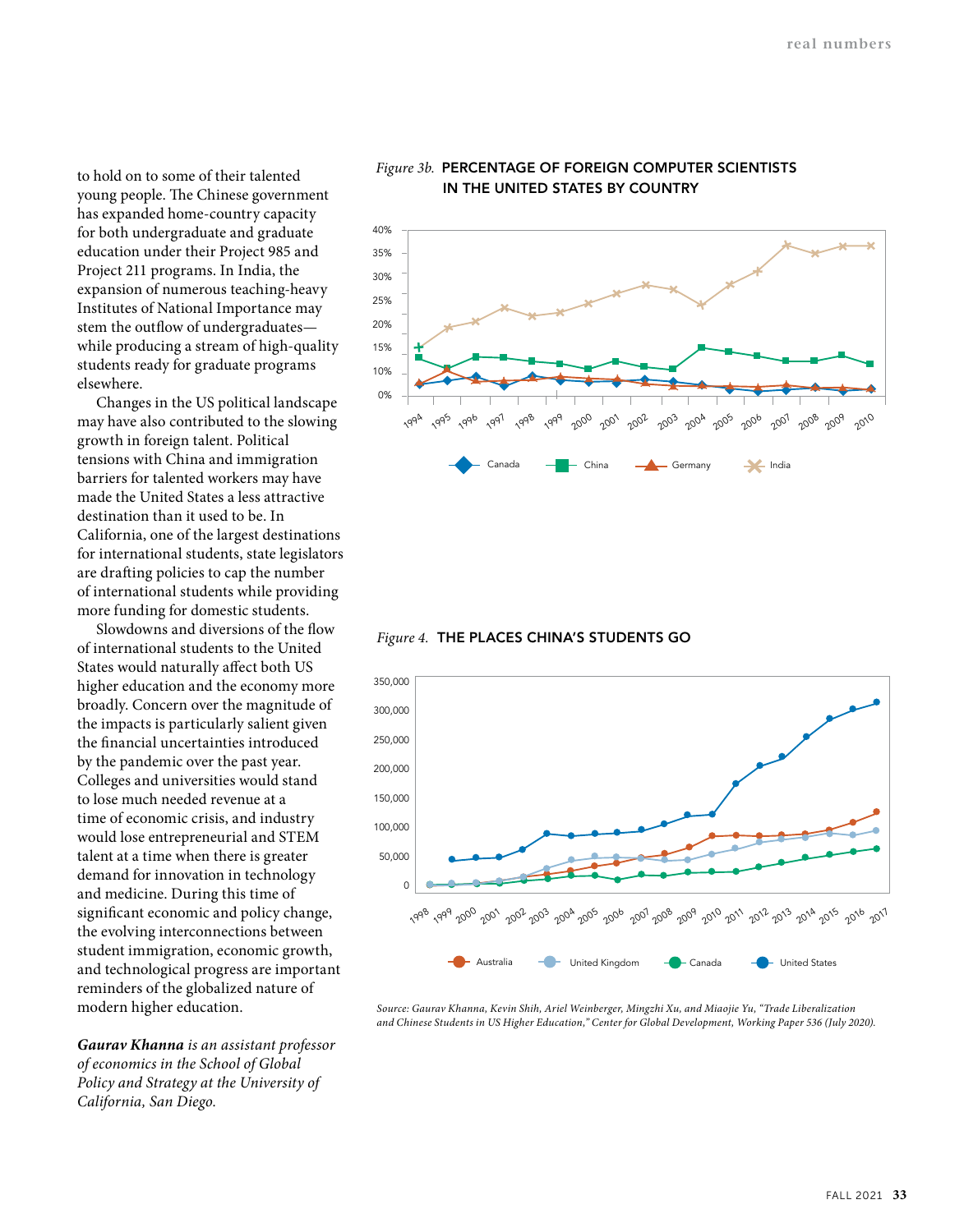to hold on to some of their talented young people. The Chinese government has expanded home-country capacity for both undergraduate and graduate education under their Project 985 and Project 211 programs. In India, the expansion of numerous teaching-heavy Institutes of National Importance may stem the outflow of undergraduates—while producing a stream of high-quality students ready for graduate programs elsewhere.

Changes in the US political landscape may have also contributed to the slowing growth in foreign talent. Political tensions with China and immigration barriers for talented workers may have made the United States a less attractive destination than it used to be. In California, one of the largest destinations for international students, state legislators are drafting policies to cap the number of international students while providing more funding for domestic students.

Slowdowns and diversions of the flow of international students to the United States would naturally affect both US higher education and the economy more broadly. Concern over the magnitude of the impacts is particularly salient given the financial uncertainties introduced by the pandemic over the past year. Colleges and universities would stand to lose much needed revenue at a time of economic crisis, and industry would lose entrepreneurial and STEM talent at a time when there is greater demand for innovation in technology and medicine. During this time of significant economic and policy change, the evolving interconnections between student immigration, economic growth, and technological progress are important reminders of the globalized nature of modern higher education.

***Gaurav Khanna** is an assistant professor of economics in the School of Global Policy and Strategy at the University of California, San Diego.*

*Figure 3b.* **PERCENTAGE OF FOREIGN COMPUTER SCIENTISTS IN THE UNITED STATES BY COUNTRY**

40%
35%
30%
25%
20%
15%
10%
0%

1994 1995 1996 1997 1998 1999 2000 2001 2002 2003 2004 2005 2006 2007 2008 2009 2010

Canada
China
Germany
India

*Figure 4.* **THE PLACES CHINA'S STUDENTS GO**

350,000
300,000
250,000
200,000
150,000
100,000
50,000
0

1998 1999 2000 2001 2002 2003 2004 2005 2006 2007 2008 2009 2010 2011 2012 2013 2014 2015 2016 2017

Australia
United Kingdom
Canada
United States

*Source: Gaurav Khanna, Kevin Shih, Ariel Weinberger, Mingzhi Xu, and Miaojie Yu, "Trade Liberalization and Chinese Students in US Higher Education," Center for Global Development, Working Paper 536 (July 2020).*